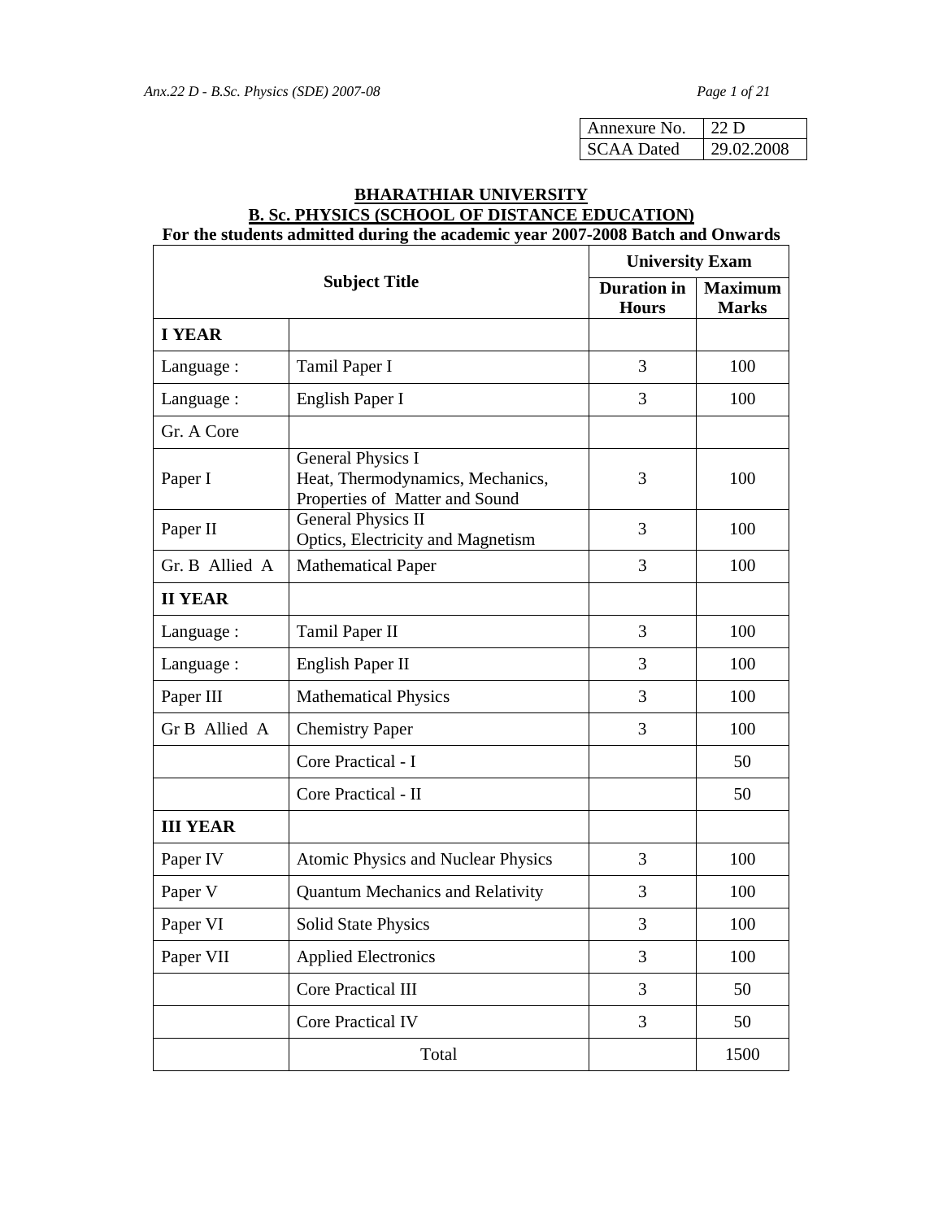| Annexure No. | 22 D |
|---|---|
| SCAA Dated | 29.02.2008 |

## BHARATHIAR UNIVERSITY
## B. Sc. PHYSICS (SCHOOL OF DISTANCE EDUCATION)
### For the students admitted during the academic year 2007-2008 Batch and Onwards

| Subject Title | | University Exam | |
|---|---|---|---|
| | | Duration in Hours | Maximum Marks |
| **I YEAR** | | | |
| Language : | Tamil Paper I | 3 | 100 |
| Language : | English Paper I | 3 | 100 |
| Gr. A Core | | | |
| Paper I | General Physics I<br>Heat, Thermodynamics, Mechanics, Properties of Matter and Sound | 3 | 100 |
| Paper II | General Physics II<br>Optics, Electricity and Magnetism | 3 | 100 |
| Gr. B Allied A | Mathematical Paper | 3 | 100 |
| **II YEAR** | | | |
| Language : | Tamil Paper II | 3 | 100 |
| Language : | English Paper II | 3 | 100 |
| Paper III | Mathematical Physics | 3 | 100 |
| Gr B Allied A | Chemistry Paper | 3 | 100 |
| | Core Practical - I | | 50 |
| | Core Practical - II | | 50 |
| **III YEAR** | | | |
| Paper IV | Atomic Physics and Nuclear Physics | 3 | 100 |
| Paper V | Quantum Mechanics and Relativity | 3 | 100 |
| Paper VI | Solid State Physics | 3 | 100 |
| Paper VII | Applied Electronics | 3 | 100 |
| | Core Practical III | 3 | 50 |
| | Core Practical IV | 3 | 50 |
| | Total | | 1500 |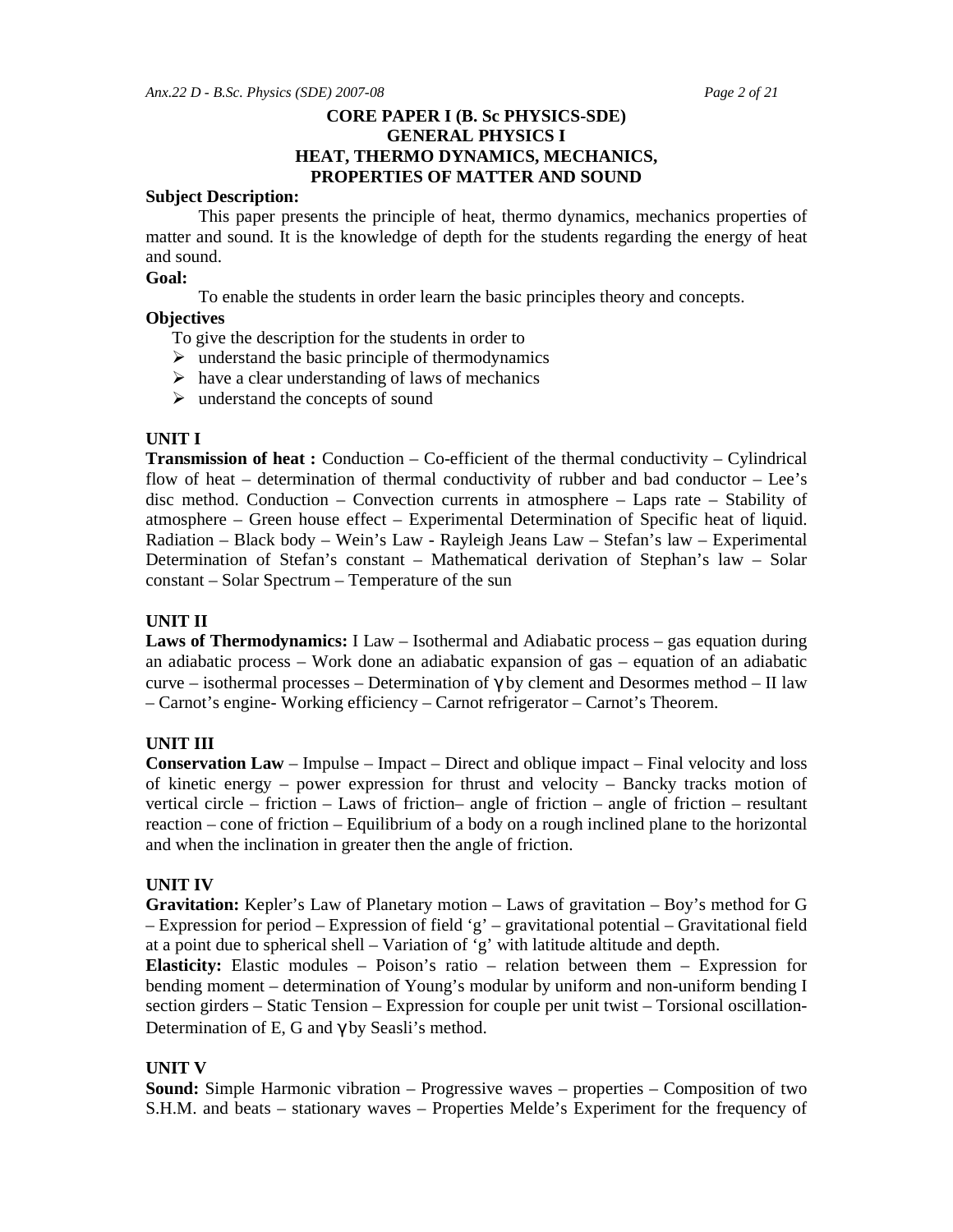# CORE PAPER I (B. Sc PHYSICS-SDE)
## GENERAL PHYSICS I
## HEAT, THERMO DYNAMICS, MECHANICS, PROPERTIES OF MATTER AND SOUND

**Subject Description:**

This paper presents the principle of heat, thermo dynamics, mechanics properties of matter and sound. It is the knowledge of depth for the students regarding the energy of heat and sound.

**Goal:**

To enable the students in order learn the basic principles theory and concepts.

**Objectives**

To give the description for the students in order to

- understand the basic principle of thermodynamics
- have a clear understanding of laws of mechanics
- understand the concepts of sound

**UNIT I**

**Transmission of heat :** Conduction – Co-efficient of the thermal conductivity – Cylindrical flow of heat – determination of thermal conductivity of rubber and bad conductor – Lee's disc method. Conduction – Convection currents in atmosphere – Laps rate – Stability of atmosphere – Green house effect – Experimental Determination of Specific heat of liquid. Radiation – Black body – Wein's Law - Rayleigh Jeans Law – Stefan's law – Experimental Determination of Stefan's constant – Mathematical derivation of Stephan's law – Solar constant – Solar Spectrum – Temperature of the sun

**UNIT II**

**Laws of Thermodynamics:** I Law – Isothermal and Adiabatic process – gas equation during an adiabatic process – Work done an adiabatic expansion of gas – equation of an adiabatic curve – isothermal processes – Determination of $\gamma$ by clement and Desormes method – II law – Carnot's engine- Working efficiency – Carnot refrigerator – Carnot's Theorem.

**UNIT III**

**Conservation Law** – Impulse – Impact – Direct and oblique impact – Final velocity and loss of kinetic energy – power expression for thrust and velocity – Bancky tracks motion of vertical circle – friction – Laws of friction– angle of friction – angle of friction – resultant reaction – cone of friction – Equilibrium of a body on a rough inclined plane to the horizontal and when the inclination in greater then the angle of friction.

**UNIT IV**

**Gravitation:** Kepler's Law of Planetary motion – Laws of gravitation – Boy's method for G – Expression for period – Expression of field 'g' – gravitational potential – Gravitational field at a point due to spherical shell – Variation of 'g' with latitude altitude and depth.

**Elasticity:** Elastic modules – Poison's ratio – relation between them – Expression for bending moment – determination of Young's modular by uniform and non-uniform bending I section girders – Static Tension – Expression for couple per unit twist – Torsional oscillation- Determination of E, G and $\gamma$ by Seasli's method.

**UNIT V**

**Sound:** Simple Harmonic vibration – Progressive waves – properties – Composition of two S.H.M. and beats – stationary waves – Properties Melde's Experiment for the frequency of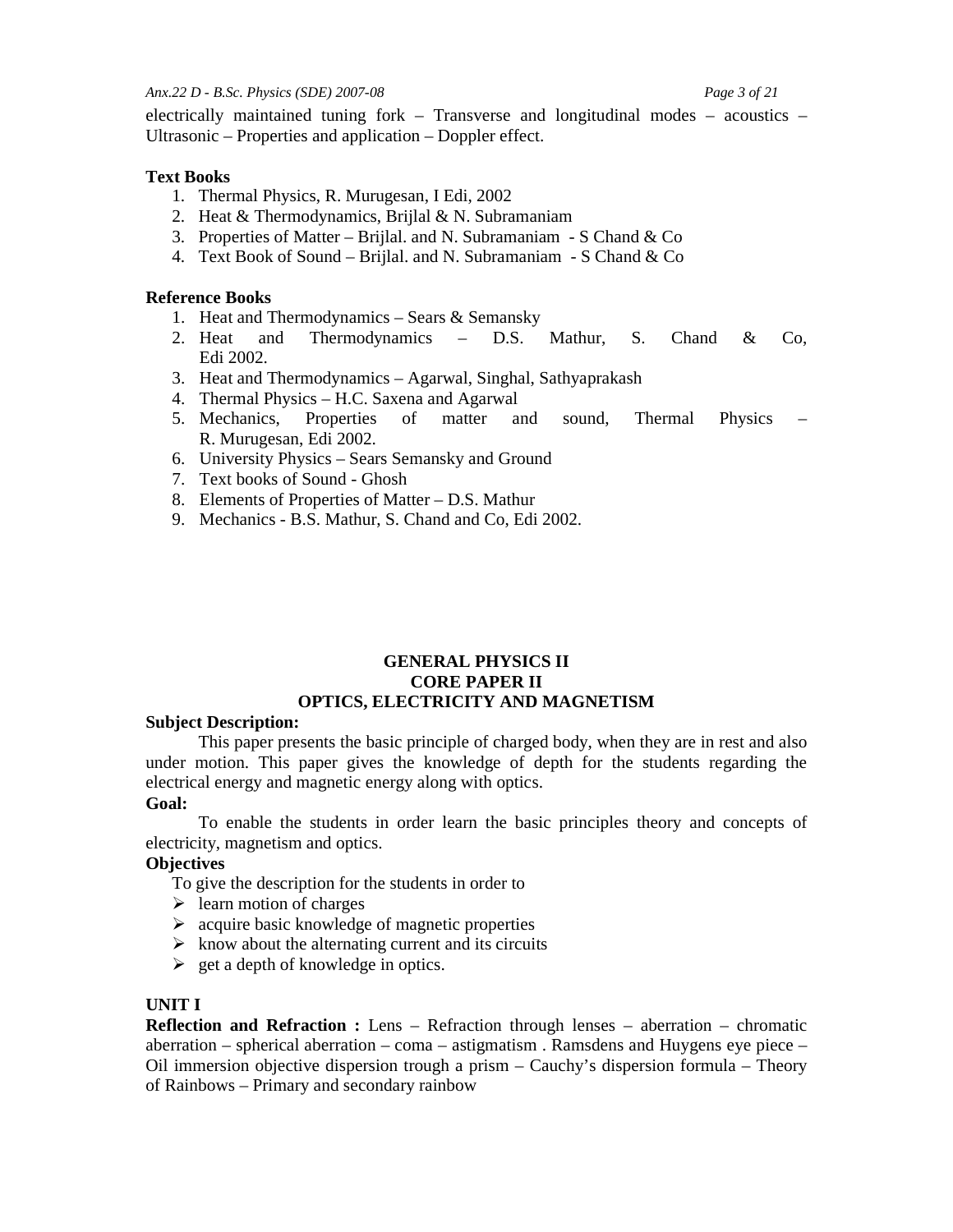electrically maintained tuning fork – Transverse and longitudinal modes – acoustics – Ultrasonic – Properties and application – Doppler effect.

**Text Books**

1. Thermal Physics, R. Murugesan, I Edi, 2002
2. Heat & Thermodynamics, Brijlal & N. Subramaniam
3. Properties of Matter – Brijlal. and N. Subramaniam - S Chand & Co
4. Text Book of Sound – Brijlal. and N. Subramaniam - S Chand & Co

**Reference Books**

1. Heat and Thermodynamics – Sears & Semansky
2. Heat and Thermodynamics – D.S. Mathur, S. Chand & Co, Edi 2002.
3. Heat and Thermodynamics – Agarwal, Singhal, Sathyaprakash
4. Thermal Physics – H.C. Saxena and Agarwal
5. Mechanics, Properties of matter and sound, Thermal Physics – R. Murugesan, Edi 2002.
6. University Physics – Sears Semansky and Ground
7. Text books of Sound - Ghosh
8. Elements of Properties of Matter – D.S. Mathur
9. Mechanics - B.S. Mathur, S. Chand and Co, Edi 2002.

## GENERAL PHYSICS II
## CORE PAPER II
## OPTICS, ELECTRICITY AND MAGNETISM

**Subject Description:**

This paper presents the basic principle of charged body, when they are in rest and also under motion. This paper gives the knowledge of depth for the students regarding the electrical energy and magnetic energy along with optics.

**Goal:**

To enable the students in order learn the basic principles theory and concepts of electricity, magnetism and optics.

**Objectives**

To give the description for the students in order to

- learn motion of charges
- acquire basic knowledge of magnetic properties
- know about the alternating current and its circuits
- get a depth of knowledge in optics.

**UNIT I**

**Reflection and Refraction :** Lens – Refraction through lenses – aberration – chromatic aberration – spherical aberration – coma – astigmatism . Ramsdens and Huygens eye piece – Oil immersion objective dispersion trough a prism – Cauchy's dispersion formula – Theory of Rainbows – Primary and secondary rainbow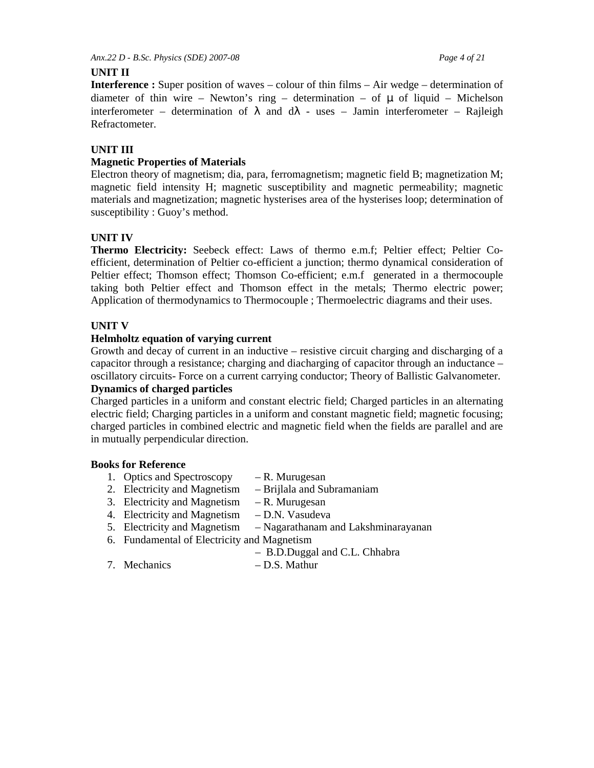## UNIT II

**Interference :** Super position of waves – colour of thin films – Air wedge – determination of diameter of thin wire – Newton's ring – determination – of $\mu$ of liquid – Michelson interferometer – determination of $\lambda$ and $d\lambda$ - uses – Jamin interferometer – Rajleigh Refractometer.

## UNIT III

### Magnetic Properties of Materials

Electron theory of magnetism; dia, para, ferromagnetism; magnetic field B; magnetization M; magnetic field intensity H; magnetic susceptibility and magnetic permeability; magnetic materials and magnetization; magnetic hysterises area of the hysterises loop; determination of susceptibility : Guoy's method.

## UNIT IV

**Thermo Electricity:** Seebeck effect: Laws of thermo e.m.f; Peltier effect; Peltier Co-efficient, determination of Peltier co-efficient a junction; thermo dynamical consideration of Peltier effect; Thomson effect; Thomson Co-efficient; e.m.f generated in a thermocouple taking both Peltier effect and Thomson effect in the metals; Thermo electric power; Application of thermodynamics to Thermocouple ; Thermoelectric diagrams and their uses.

## UNIT V

### Helmholtz equation of varying current

Growth and decay of current in an inductive – resistive circuit charging and discharging of a capacitor through a resistance; charging and diacharging of capacitor through an inductance – oscillatory circuits- Force on a current carrying conductor; Theory of Ballistic Galvanometer.

### Dynamics of charged particles

Charged particles in a uniform and constant electric field; Charged particles in an alternating electric field; Charging particles in a uniform and constant magnetic field; magnetic focusing; charged particles in combined electric and magnetic field when the fields are parallel and are in mutually perpendicular direction.

### Books for Reference

1. Optics and Spectroscopy – R. Murugesan
2. Electricity and Magnetism – Brijlala and Subramaniam
3. Electricity and Magnetism – R. Murugesan
4. Electricity and Magnetism – D.N. Vasudeva
5. Electricity and Magnetism – Nagarathanam and Lakshminarayanan
6. Fundamental of Electricity and Magnetism – B.D.Duggal and C.L. Chhabra
7. Mechanics – D.S. Mathur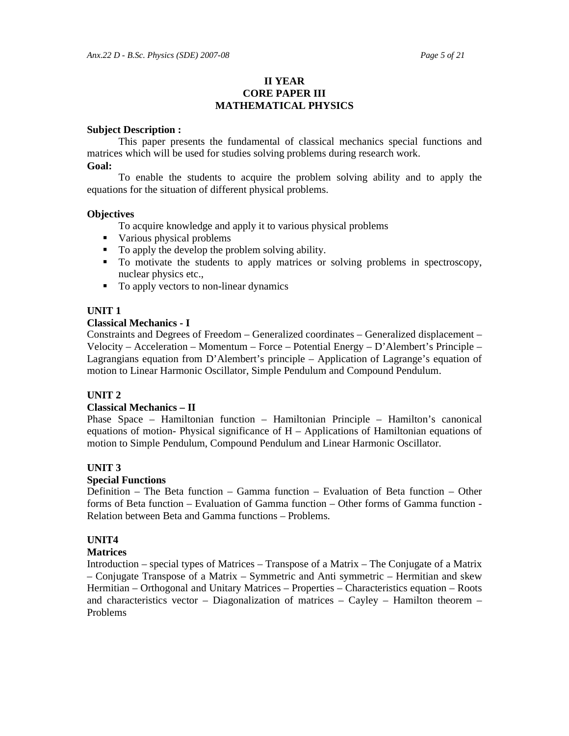## II YEAR
## CORE PAPER III
## MATHEMATICAL PHYSICS

**Subject Description :**

This paper presents the fundamental of classical mechanics special functions and matrices which will be used for studies solving problems during research work.

**Goal:**

To enable the students to acquire the problem solving ability and to apply the equations for the situation of different physical problems.

**Objectives**

To acquire knowledge and apply it to various physical problems

- Various physical problems
- To apply the develop the problem solving ability.
- To motivate the students to apply matrices or solving problems in spectroscopy, nuclear physics etc.,
- To apply vectors to non-linear dynamics

**UNIT 1**

**Classical Mechanics - I**

Constraints and Degrees of Freedom – Generalized coordinates – Generalized displacement – Velocity – Acceleration – Momentum – Force – Potential Energy – D'Alembert's Principle – Lagrangians equation from D'Alembert's principle – Application of Lagrange's equation of motion to Linear Harmonic Oscillator, Simple Pendulum and Compound Pendulum.

**UNIT 2**

**Classical Mechanics – II**

Phase Space – Hamiltonian function – Hamiltonian Principle – Hamilton's canonical equations of motion- Physical significance of H – Applications of Hamiltonian equations of motion to Simple Pendulum, Compound Pendulum and Linear Harmonic Oscillator.

**UNIT 3**

**Special Functions**

Definition – The Beta function – Gamma function – Evaluation of Beta function – Other forms of Beta function – Evaluation of Gamma function – Other forms of Gamma function - Relation between Beta and Gamma functions – Problems.

**UNIT4**

**Matrices**

Introduction – special types of Matrices – Transpose of a Matrix – The Conjugate of a Matrix – Conjugate Transpose of a Matrix – Symmetric and Anti symmetric – Hermitian and skew Hermitian – Orthogonal and Unitary Matrices – Properties – Characteristics equation – Roots and characteristics vector – Diagonalization of matrices – Cayley – Hamilton theorem – Problems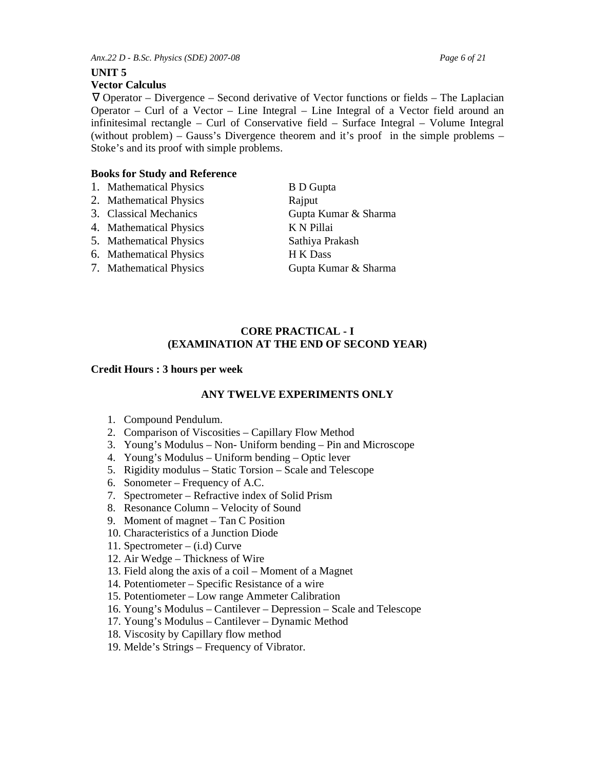## UNIT 5

### Vector Calculus

$\nabla$ Operator – Divergence – Second derivative of Vector functions or fields – The Laplacian Operator – Curl of a Vector – Line Integral – Line Integral of a Vector field around an infinitesimal rectangle – Curl of Conservative field – Surface Integral – Volume Integral (without problem) – Gauss's Divergence theorem and it's proof in the simple problems – Stoke's and its proof with simple problems.

**Books for Study and Reference**

| | Title | Author |
|---|---|---|
| 1. | Mathematical Physics | B D Gupta |
| 2. | Mathematical Physics | Rajput |
| 3. | Classical Mechanics | Gupta Kumar & Sharma |
| 4. | Mathematical Physics | K N Pillai |
| 5. | Mathematical Physics | Sathiya Prakash |
| 6. | Mathematical Physics | H K Dass |
| 7. | Mathematical Physics | Gupta Kumar & Sharma |

## CORE PRACTICAL - I
## (EXAMINATION AT THE END OF SECOND YEAR)

**Credit Hours : 3 hours per week**

**ANY TWELVE EXPERIMENTS ONLY**

1. Compound Pendulum.
2. Comparison of Viscosities – Capillary Flow Method
3. Young's Modulus – Non- Uniform bending – Pin and Microscope
4. Young's Modulus – Uniform bending – Optic lever
5. Rigidity modulus – Static Torsion – Scale and Telescope
6. Sonometer – Frequency of A.C.
7. Spectrometer – Refractive index of Solid Prism
8. Resonance Column – Velocity of Sound
9. Moment of magnet – Tan C Position
10. Characteristics of a Junction Diode
11. Spectrometer – (i.d) Curve
12. Air Wedge – Thickness of Wire
13. Field along the axis of a coil – Moment of a Magnet
14. Potentiometer – Specific Resistance of a wire
15. Potentiometer – Low range Ammeter Calibration
16. Young's Modulus – Cantilever – Depression – Scale and Telescope
17. Young's Modulus – Cantilever – Dynamic Method
18. Viscosity by Capillary flow method
19. Melde's Strings – Frequency of Vibrator.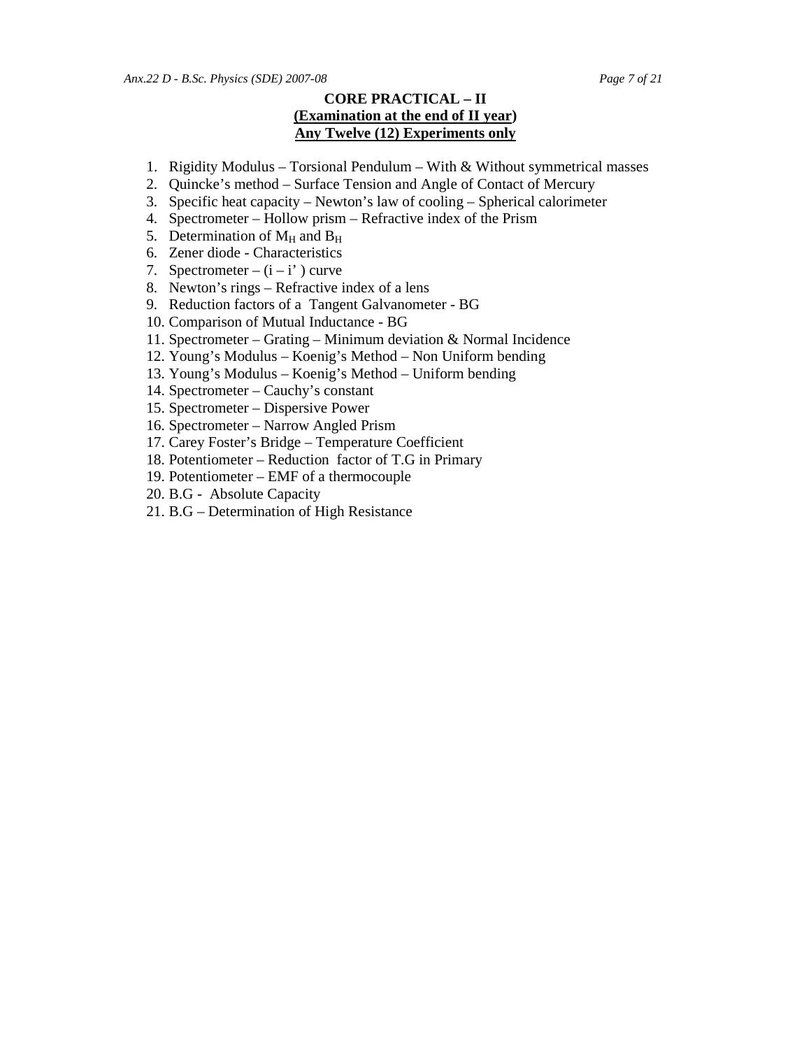## CORE PRACTICAL – II

**(Examination at the end of II year)**

**Any Twelve (12) Experiments only**

1. Rigidity Modulus – Torsional Pendulum – With & Without symmetrical masses
2. Quincke's method – Surface Tension and Angle of Contact of Mercury
3. Specific heat capacity – Newton's law of cooling – Spherical calorimeter
4. Spectrometer – Hollow prism – Refractive index of the Prism
5. Determination of $M_H$ and $B_H$
6. Zener diode - Characteristics
7. Spectrometer – (i – i' ) curve
8. Newton's rings – Refractive index of a lens
9. Reduction factors of a Tangent Galvanometer - BG
10. Comparison of Mutual Inductance - BG
11. Spectrometer – Grating – Minimum deviation & Normal Incidence
12. Young's Modulus – Koenig's Method – Non Uniform bending
13. Young's Modulus – Koenig's Method – Uniform bending
14. Spectrometer – Cauchy's constant
15. Spectrometer – Dispersive Power
16. Spectrometer – Narrow Angled Prism
17. Carey Foster's Bridge – Temperature Coefficient
18. Potentiometer – Reduction factor of T.G in Primary
19. Potentiometer – EMF of a thermocouple
20. B.G - Absolute Capacity
21. B.G – Determination of High Resistance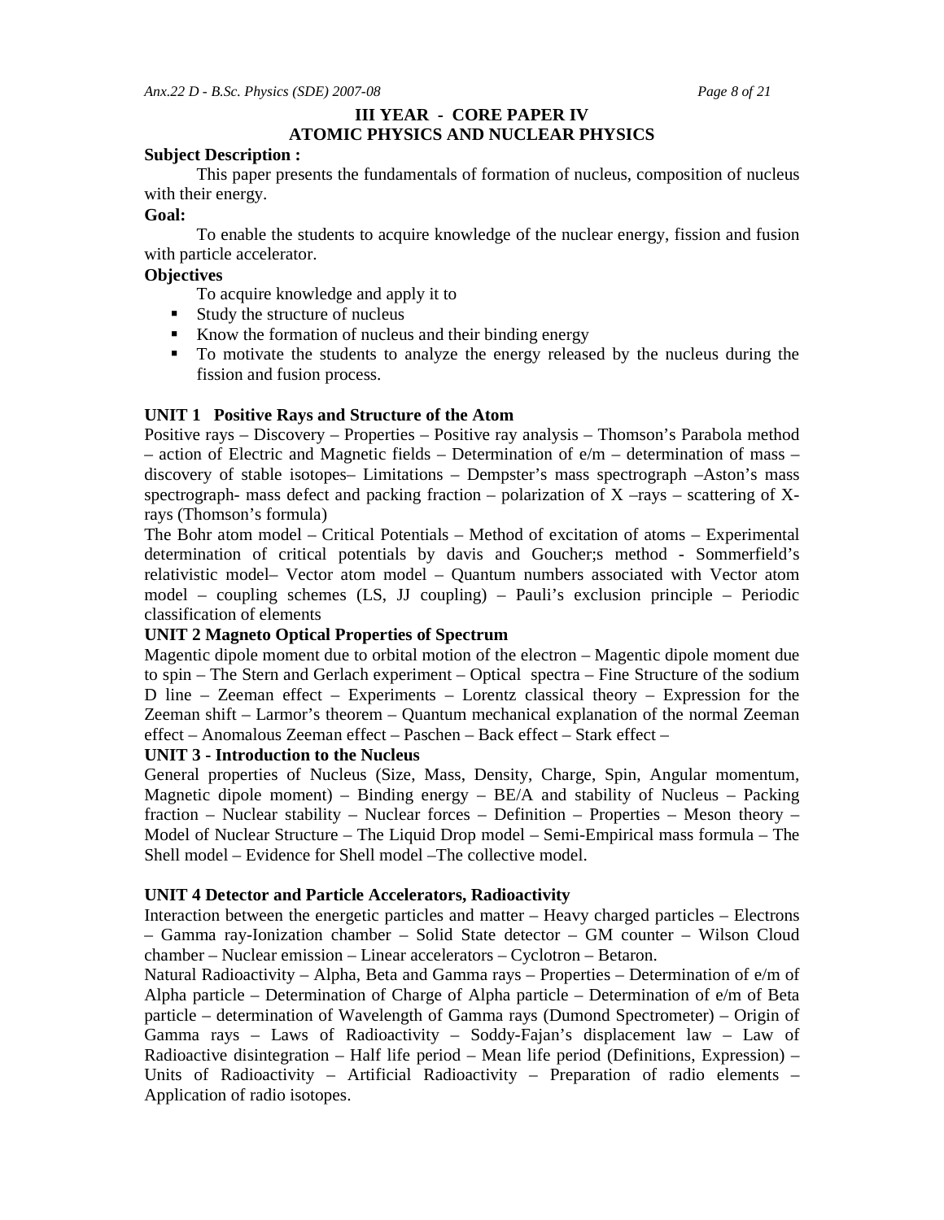## III YEAR - CORE PAPER IV
## ATOMIC PHYSICS AND NUCLEAR PHYSICS

**Subject Description :**

This paper presents the fundamentals of formation of nucleus, composition of nucleus with their energy.

**Goal:**

To enable the students to acquire knowledge of the nuclear energy, fission and fusion with particle accelerator.

**Objectives**

To acquire knowledge and apply it to

- Study the structure of nucleus
- Know the formation of nucleus and their binding energy
- To motivate the students to analyze the energy released by the nucleus during the fission and fusion process.

**UNIT 1 Positive Rays and Structure of the Atom**

Positive rays – Discovery – Properties – Positive ray analysis – Thomson's Parabola method – action of Electric and Magnetic fields – Determination of e/m – determination of mass – discovery of stable isotopes– Limitations – Dempster's mass spectrograph –Aston's mass spectrograph- mass defect and packing fraction – polarization of X –rays – scattering of X-rays (Thomson's formula)

The Bohr atom model – Critical Potentials – Method of excitation of atoms – Experimental determination of critical potentials by davis and Goucher;s method - Sommerfield's relativistic model– Vector atom model – Quantum numbers associated with Vector atom model – coupling schemes (LS, JJ coupling) – Pauli's exclusion principle – Periodic classification of elements

**UNIT 2 Magneto Optical Properties of Spectrum**

Magentic dipole moment due to orbital motion of the electron – Magentic dipole moment due to spin – The Stern and Gerlach experiment – Optical spectra – Fine Structure of the sodium D line – Zeeman effect – Experiments – Lorentz classical theory – Expression for the Zeeman shift – Larmor's theorem – Quantum mechanical explanation of the normal Zeeman effect – Anomalous Zeeman effect – Paschen – Back effect – Stark effect –

**UNIT 3 - Introduction to the Nucleus**

General properties of Nucleus (Size, Mass, Density, Charge, Spin, Angular momentum, Magnetic dipole moment) – Binding energy – BE/A and stability of Nucleus – Packing fraction – Nuclear stability – Nuclear forces – Definition – Properties – Meson theory – Model of Nuclear Structure – The Liquid Drop model – Semi-Empirical mass formula – The Shell model – Evidence for Shell model –The collective model.

**UNIT 4 Detector and Particle Accelerators, Radioactivity**

Interaction between the energetic particles and matter – Heavy charged particles – Electrons – Gamma ray-Ionization chamber – Solid State detector – GM counter – Wilson Cloud chamber – Nuclear emission – Linear accelerators – Cyclotron – Betaron.

Natural Radioactivity – Alpha, Beta and Gamma rays – Properties – Determination of e/m of Alpha particle – Determination of Charge of Alpha particle – Determination of e/m of Beta particle – determination of Wavelength of Gamma rays (Dumond Spectrometer) – Origin of Gamma rays – Laws of Radioactivity – Soddy-Fajan's displacement law – Law of Radioactive disintegration – Half life period – Mean life period (Definitions, Expression) – Units of Radioactivity – Artificial Radioactivity – Preparation of radio elements – Application of radio isotopes.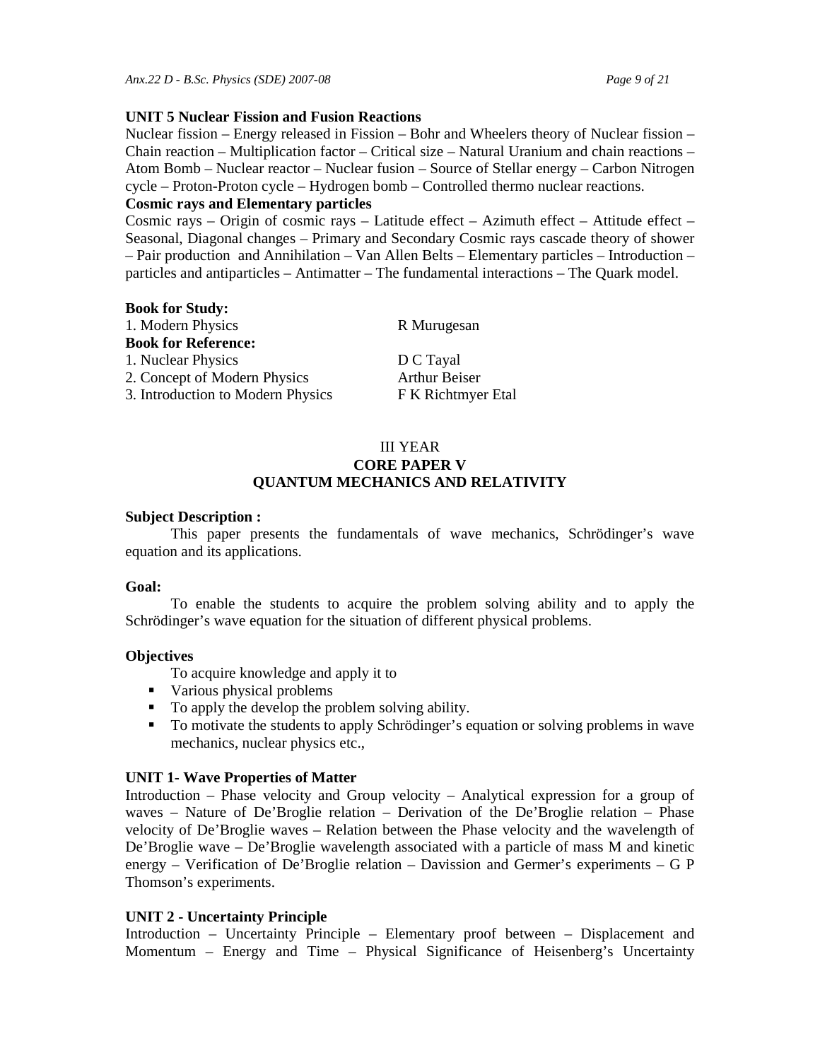**UNIT 5 Nuclear Fission and Fusion Reactions**

Nuclear fission – Energy released in Fission – Bohr and Wheelers theory of Nuclear fission – Chain reaction – Multiplication factor – Critical size – Natural Uranium and chain reactions – Atom Bomb – Nuclear reactor – Nuclear fusion – Source of Stellar energy – Carbon Nitrogen cycle – Proton-Proton cycle – Hydrogen bomb – Controlled thermo nuclear reactions.

**Cosmic rays and Elementary particles**

Cosmic rays – Origin of cosmic rays – Latitude effect – Azimuth effect – Attitude effect – Seasonal, Diagonal changes – Primary and Secondary Cosmic rays cascade theory of shower – Pair production and Annihilation – Van Allen Belts – Elementary particles – Introduction – particles and antiparticles – Antimatter – The fundamental interactions – The Quark model.

**Book for Study:**

| | |
|---|---|
| 1. Modern Physics | R Murugesan |

**Book for Reference:**

| | |
|---|---|
| 1. Nuclear Physics | D C Tayal |
| 2. Concept of Modern Physics | Arthur Beiser |
| 3. Introduction to Modern Physics | F K Richtmyer Etal |

III YEAR

## CORE PAPER V
## QUANTUM MECHANICS AND RELATIVITY

**Subject Description :**

This paper presents the fundamentals of wave mechanics, Schrödinger's wave equation and its applications.

**Goal:**

To enable the students to acquire the problem solving ability and to apply the Schrödinger's wave equation for the situation of different physical problems.

**Objectives**

To acquire knowledge and apply it to

- Various physical problems
- To apply the develop the problem solving ability.
- To motivate the students to apply Schrödinger's equation or solving problems in wave mechanics, nuclear physics etc.,

**UNIT 1- Wave Properties of Matter**

Introduction – Phase velocity and Group velocity – Analytical expression for a group of waves – Nature of De'Broglie relation – Derivation of the De'Broglie relation – Phase velocity of De'Broglie waves – Relation between the Phase velocity and the wavelength of De'Broglie wave – De'Broglie wavelength associated with a particle of mass M and kinetic energy – Verification of De'Broglie relation – Davission and Germer's experiments – G P Thomson's experiments.

**UNIT 2 - Uncertainty Principle**

Introduction – Uncertainty Principle – Elementary proof between – Displacement and Momentum – Energy and Time – Physical Significance of Heisenberg's Uncertainty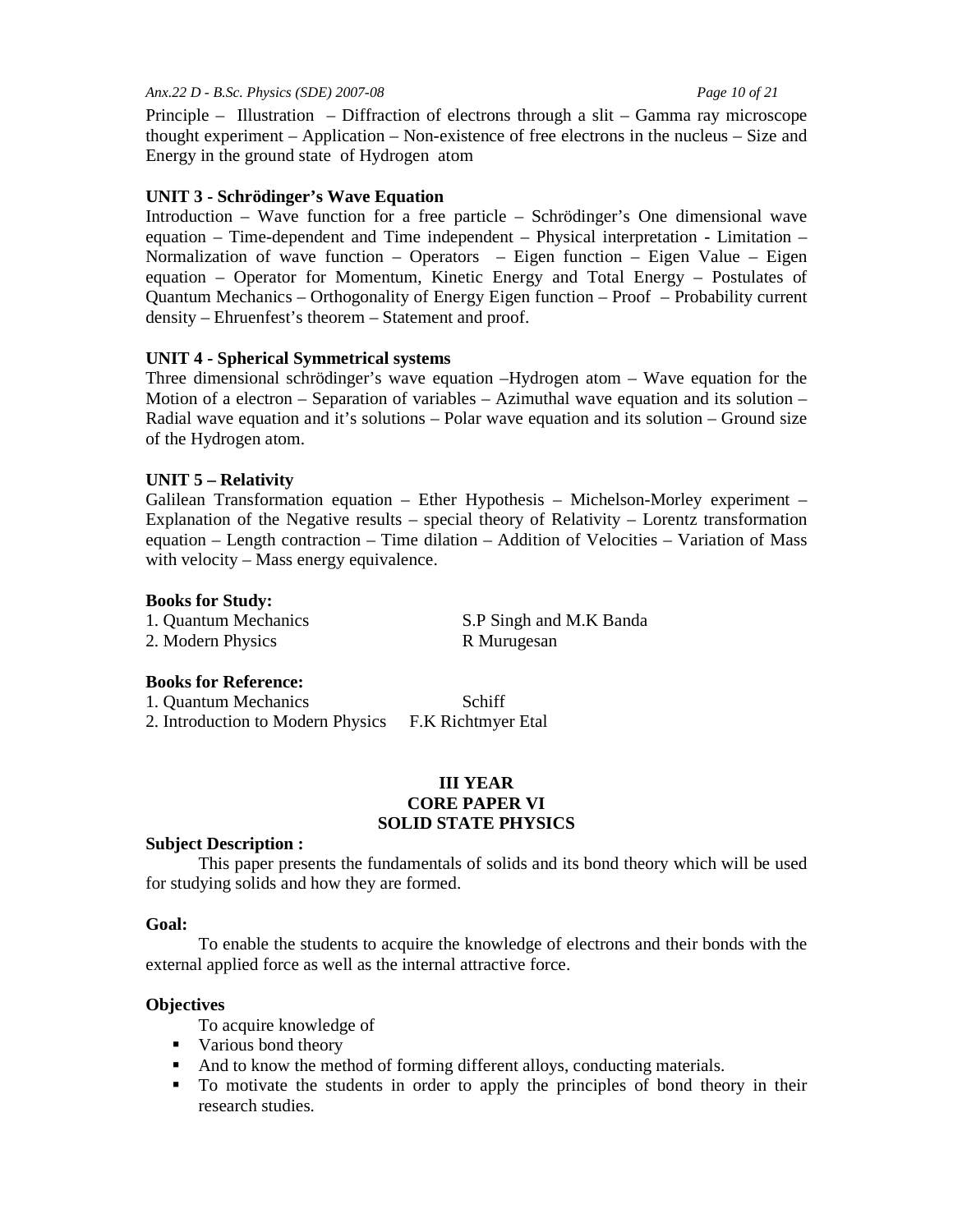Principle – Illustration – Diffraction of electrons through a slit – Gamma ray microscope thought experiment – Application – Non-existence of free electrons in the nucleus – Size and Energy in the ground state of Hydrogen atom

**UNIT 3 - Schrödinger's Wave Equation**

Introduction – Wave function for a free particle – Schrödinger's One dimensional wave equation – Time-dependent and Time independent – Physical interpretation - Limitation – Normalization of wave function – Operators – Eigen function – Eigen Value – Eigen equation – Operator for Momentum, Kinetic Energy and Total Energy – Postulates of Quantum Mechanics – Orthogonality of Energy Eigen function – Proof – Probability current density – Ehruenfest's theorem – Statement and proof.

**UNIT 4 - Spherical Symmetrical systems**

Three dimensional schrödinger's wave equation –Hydrogen atom – Wave equation for the Motion of a electron – Separation of variables – Azimuthal wave equation and its solution – Radial wave equation and it's solutions – Polar wave equation and its solution – Ground size of the Hydrogen atom.

**UNIT 5 – Relativity**

Galilean Transformation equation – Ether Hypothesis – Michelson-Morley experiment – Explanation of the Negative results – special theory of Relativity – Lorentz transformation equation – Length contraction – Time dilation – Addition of Velocities – Variation of Mass with velocity – Mass energy equivalence.

**Books for Study:**

| | |
|---|---|
| 1. Quantum Mechanics | S.P Singh and M.K Banda |
| 2. Modern Physics | R Murugesan |

**Books for Reference:**

| | |
|---|---|
| 1. Quantum Mechanics | Schiff |
| 2. Introduction to Modern Physics | F.K Richtmyer Etal |

## III YEAR
## CORE PAPER VI
## SOLID STATE PHYSICS

**Subject Description :**

This paper presents the fundamentals of solids and its bond theory which will be used for studying solids and how they are formed.

**Goal:**

To enable the students to acquire the knowledge of electrons and their bonds with the external applied force as well as the internal attractive force.

**Objectives**

To acquire knowledge of

- Various bond theory
- And to know the method of forming different alloys, conducting materials.
- To motivate the students in order to apply the principles of bond theory in their research studies.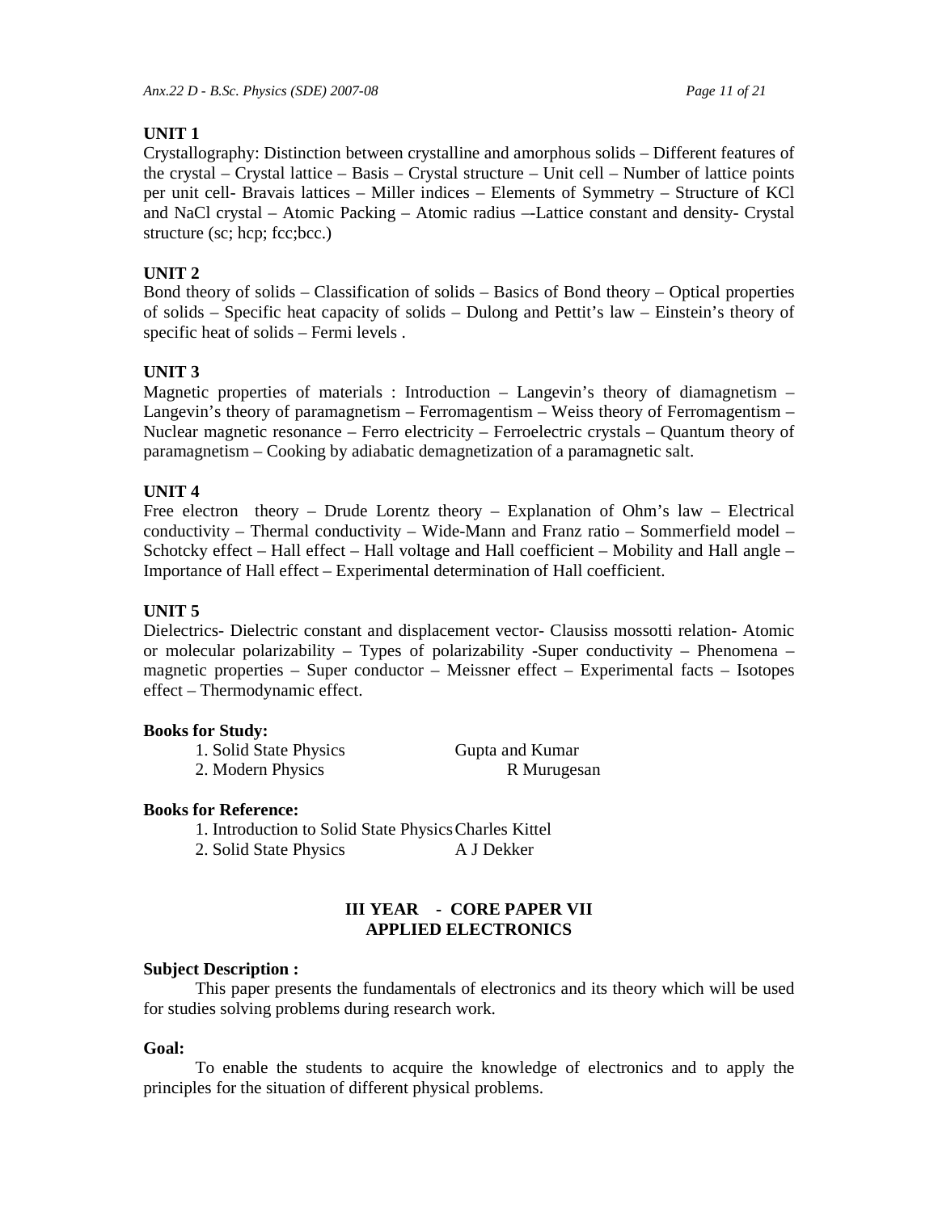**UNIT 1**

Crystallography: Distinction between crystalline and amorphous solids – Different features of the crystal – Crystal lattice – Basis – Crystal structure – Unit cell – Number of lattice points per unit cell- Bravais lattices – Miller indices – Elements of Symmetry – Structure of KCl and NaCl crystal – Atomic Packing – Atomic radius –-Lattice constant and density- Crystal structure (sc; hcp; fcc;bcc.)

**UNIT 2**

Bond theory of solids – Classification of solids – Basics of Bond theory – Optical properties of solids – Specific heat capacity of solids – Dulong and Pettit's law – Einstein's theory of specific heat of solids – Fermi levels .

**UNIT 3**

Magnetic properties of materials : Introduction – Langevin's theory of diamagnetism – Langevin's theory of paramagnetism – Ferromagentism – Weiss theory of Ferromagentism – Nuclear magnetic resonance – Ferro electricity – Ferroelectric crystals – Quantum theory of paramagnetism – Cooking by adiabatic demagnetization of a paramagnetic salt.

**UNIT 4**

Free electron theory – Drude Lorentz theory – Explanation of Ohm's law – Electrical conductivity – Thermal conductivity – Wide-Mann and Franz ratio – Sommerfield model – Schotcky effect – Hall effect – Hall voltage and Hall coefficient – Mobility and Hall angle – Importance of Hall effect – Experimental determination of Hall coefficient.

**UNIT 5**

Dielectrics- Dielectric constant and displacement vector- Clausiss mossotti relation- Atomic or molecular polarizability – Types of polarizability -Super conductivity – Phenomena – magnetic properties – Super conductor – Meissner effect – Experimental facts – Isotopes effect – Thermodynamic effect.

**Books for Study:**

1. Solid State Physics — Gupta and Kumar
2. Modern Physics — R Murugesan

**Books for Reference:**

1. Introduction to Solid State Physics — Charles Kittel
2. Solid State Physics — A J Dekker

## III YEAR - CORE PAPER VII
## APPLIED ELECTRONICS

**Subject Description :**

This paper presents the fundamentals of electronics and its theory which will be used for studies solving problems during research work.

**Goal:**

To enable the students to acquire the knowledge of electronics and to apply the principles for the situation of different physical problems.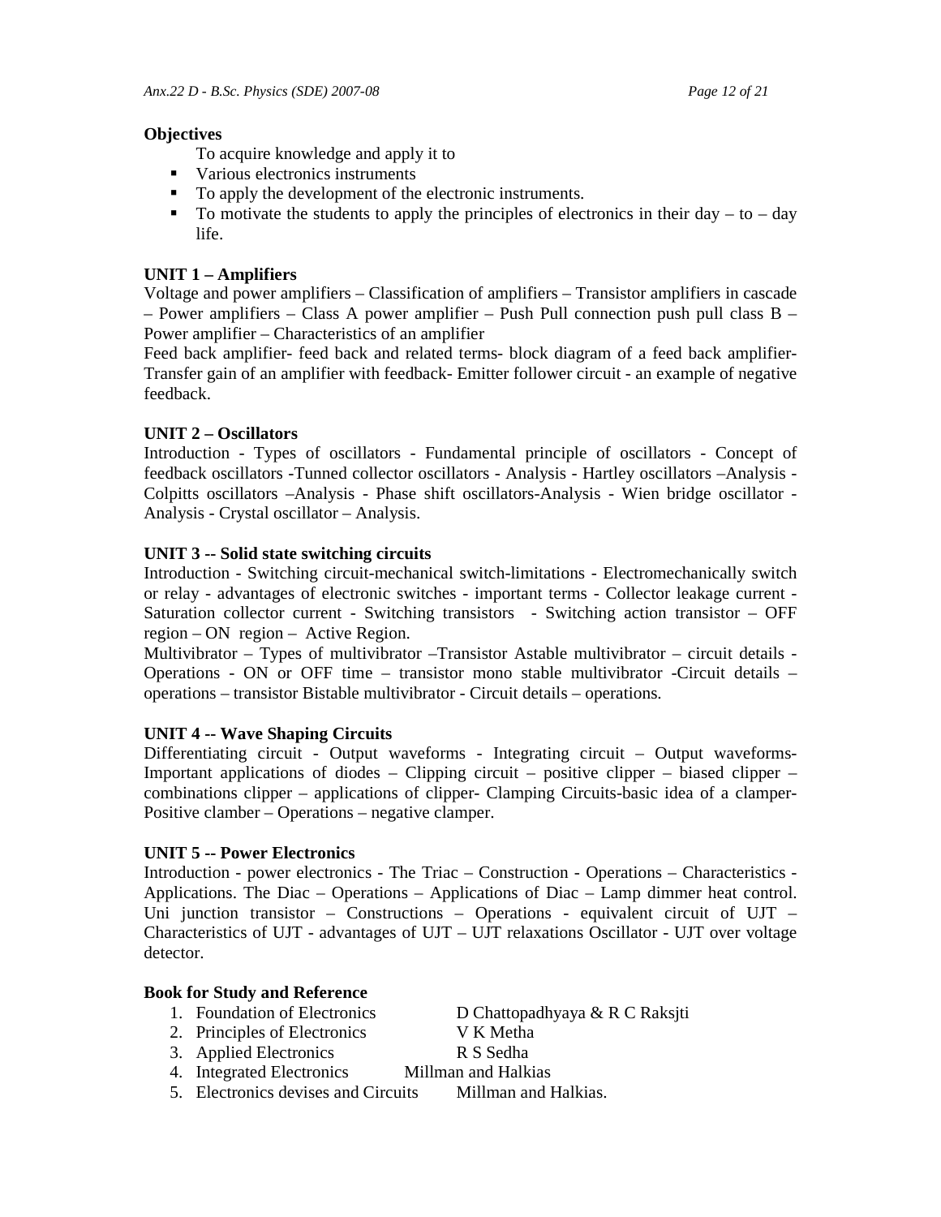**Objectives**

To acquire knowledge and apply it to

- Various electronics instruments
- To apply the development of the electronic instruments.
- To motivate the students to apply the principles of electronics in their day – to – day life.

**UNIT 1 – Amplifiers**

Voltage and power amplifiers – Classification of amplifiers – Transistor amplifiers in cascade – Power amplifiers – Class A power amplifier – Push Pull connection push pull class B – Power amplifier – Characteristics of an amplifier

Feed back amplifier- feed back and related terms- block diagram of a feed back amplifier- Transfer gain of an amplifier with feedback- Emitter follower circuit - an example of negative feedback.

**UNIT 2 – Oscillators**

Introduction - Types of oscillators - Fundamental principle of oscillators - Concept of feedback oscillators -Tunned collector oscillators - Analysis - Hartley oscillators –Analysis - Colpitts oscillators –Analysis - Phase shift oscillators-Analysis - Wien bridge oscillator - Analysis - Crystal oscillator – Analysis.

**UNIT 3 -- Solid state switching circuits**

Introduction - Switching circuit-mechanical switch-limitations - Electromechanically switch or relay - advantages of electronic switches - important terms - Collector leakage current - Saturation collector current - Switching transistors - Switching action transistor – OFF region – ON region – Active Region.

Multivibrator – Types of multivibrator –Transistor Astable multivibrator – circuit details - Operations - ON or OFF time – transistor mono stable multivibrator -Circuit details – operations – transistor Bistable multivibrator - Circuit details – operations.

**UNIT 4 -- Wave Shaping Circuits**

Differentiating circuit - Output waveforms - Integrating circuit – Output waveforms- Important applications of diodes – Clipping circuit – positive clipper – biased clipper – combinations clipper – applications of clipper- Clamping Circuits-basic idea of a clamper- Positive clamber – Operations – negative clamper.

**UNIT 5 -- Power Electronics**

Introduction - power electronics - The Triac – Construction - Operations – Characteristics - Applications. The Diac – Operations – Applications of Diac – Lamp dimmer heat control. Uni junction transistor – Constructions – Operations - equivalent circuit of UJT – Characteristics of UJT - advantages of UJT – UJT relaxations Oscillator - UJT over voltage detector.

**Book for Study and Reference**

1. Foundation of Electronics — D Chattopadhyaya & R C Raksjti
2. Principles of Electronics — V K Metha
3. Applied Electronics — R S Sedha
4. Integrated Electronics — Millman and Halkias
5. Electronics devises and Circuits — Millman and Halkias.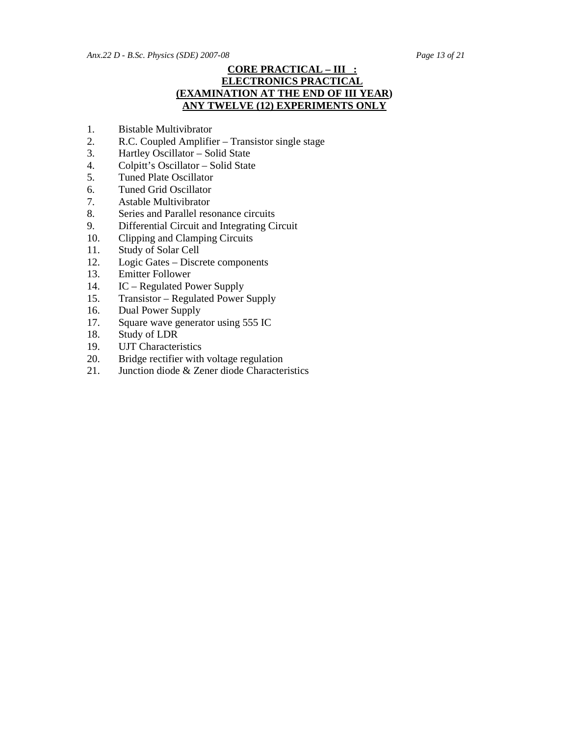## CORE PRACTICAL – III :
## ELECTRONICS PRACTICAL
## (EXAMINATION AT THE END OF III YEAR)
## ANY TWELVE (12) EXPERIMENTS ONLY

1. Bistable Multivibrator
2. R.C. Coupled Amplifier – Transistor single stage
3. Hartley Oscillator – Solid State
4. Colpitt's Oscillator – Solid State
5. Tuned Plate Oscillator
6. Tuned Grid Oscillator
7. Astable Multivibrator
8. Series and Parallel resonance circuits
9. Differential Circuit and Integrating Circuit
10. Clipping and Clamping Circuits
11. Study of Solar Cell
12. Logic Gates – Discrete components
13. Emitter Follower
14. IC – Regulated Power Supply
15. Transistor – Regulated Power Supply
16. Dual Power Supply
17. Square wave generator using 555 IC
18. Study of LDR
19. UJT Characteristics
20. Bridge rectifier with voltage regulation
21. Junction diode & Zener diode Characteristics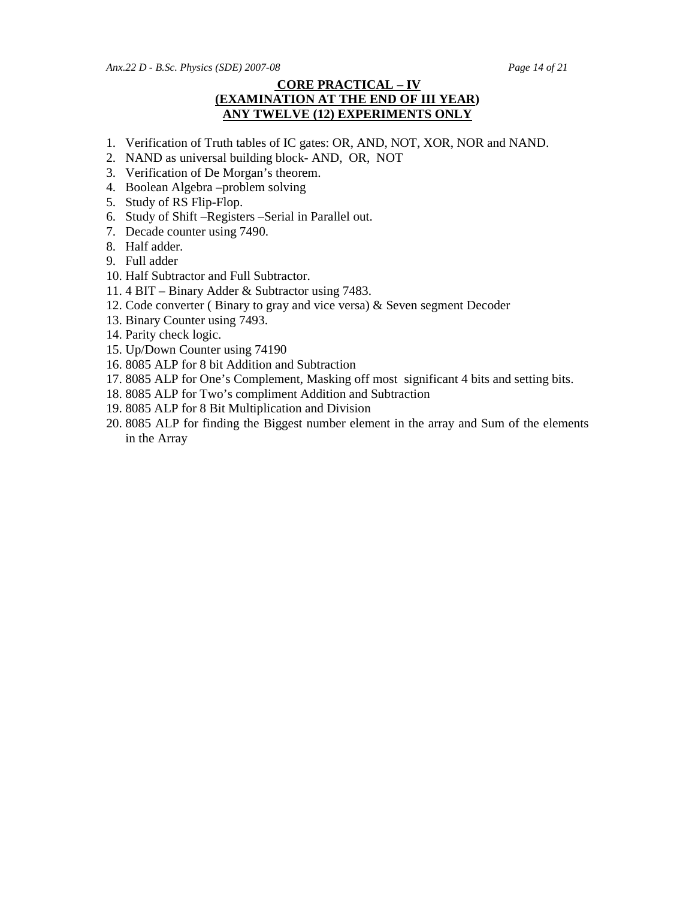## CORE PRACTICAL – IV
## (EXAMINATION AT THE END OF III YEAR)
## ANY TWELVE (12) EXPERIMENTS ONLY

1. Verification of Truth tables of IC gates: OR, AND, NOT, XOR, NOR and NAND.
2. NAND as universal building block- AND, OR, NOT
3. Verification of De Morgan's theorem.
4. Boolean Algebra –problem solving
5. Study of RS Flip-Flop.
6. Study of Shift –Registers –Serial in Parallel out.
7. Decade counter using 7490.
8. Half adder.
9. Full adder
10. Half Subtractor and Full Subtractor.
11. 4 BIT – Binary Adder & Subtractor using 7483.
12. Code converter ( Binary to gray and vice versa) & Seven segment Decoder
13. Binary Counter using 7493.
14. Parity check logic.
15. Up/Down Counter using 74190
16. 8085 ALP for 8 bit Addition and Subtraction
17. 8085 ALP for One's Complement, Masking off most significant 4 bits and setting bits.
18. 8085 ALP for Two's compliment Addition and Subtraction
19. 8085 ALP for 8 Bit Multiplication and Division
20. 8085 ALP for finding the Biggest number element in the array and Sum of the elements in the Array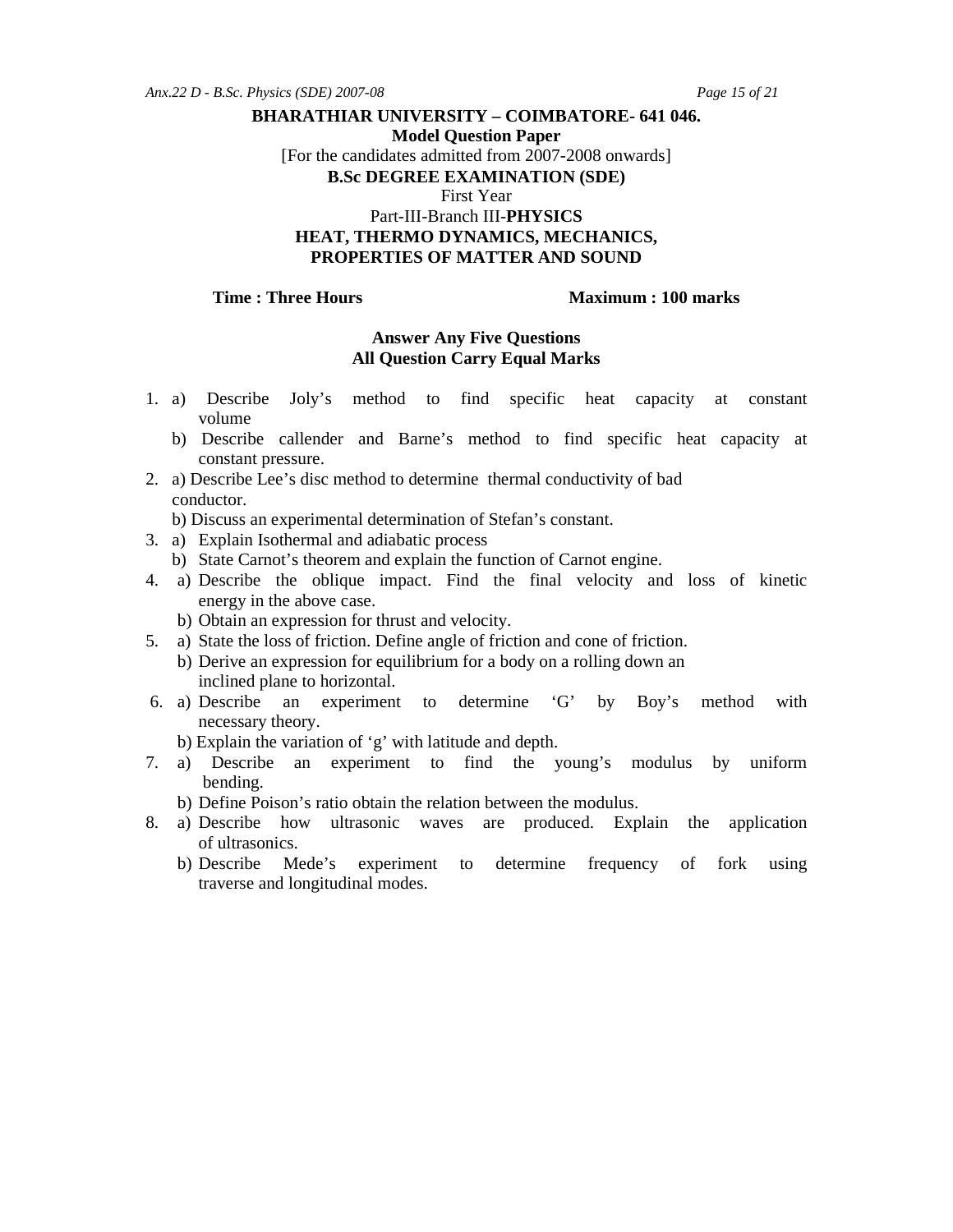**BHARATHIAR UNIVERSITY – COIMBATORE- 641 046.**

**Model Question Paper**

[For the candidates admitted from 2007-2008 onwards]

**B.Sc DEGREE EXAMINATION (SDE)**

First Year

Part-III-Branch III-**PHYSICS**

**HEAT, THERMO DYNAMICS, MECHANICS, PROPERTIES OF MATTER AND SOUND**

**Time : Three Hours** **Maximum : 100 marks**

**Answer Any Five Questions**
**All Question Carry Equal Marks**

1. a) Describe Joly’s method to find specific heat capacity at constant volume
   b) Describe callender and Barne’s method to find specific heat capacity at constant pressure.
2. a) Describe Lee’s disc method to determine thermal conductivity of bad conductor.
   b) Discuss an experimental determination of Stefan’s constant.
3. a) Explain Isothermal and adiabatic process
   b) State Carnot’s theorem and explain the function of Carnot engine.
4. a) Describe the oblique impact. Find the final velocity and loss of kinetic energy in the above case.
   b) Obtain an expression for thrust and velocity.
5. a) State the loss of friction. Define angle of friction and cone of friction.
   b) Derive an expression for equilibrium for a body on a rolling down an inclined plane to horizontal.
6. a) Describe an experiment to determine ‘G’ by Boy’s method with necessary theory.
   b) Explain the variation of ‘g’ with latitude and depth.
7. a) Describe an experiment to find the young’s modulus by uniform bending.
   b) Define Poison’s ratio obtain the relation between the modulus.
8. a) Describe how ultrasonic waves are produced. Explain the application of ultrasonics.
   b) Describe Mede’s experiment to determine frequency of fork using traverse and longitudinal modes.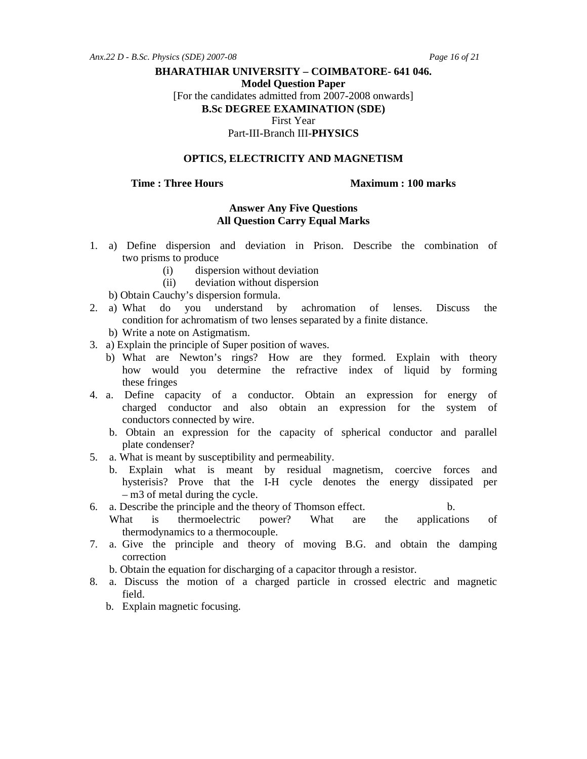**BHARATHIAR UNIVERSITY – COIMBATORE- 641 046.**

**Model Question Paper**

[For the candidates admitted from 2007-2008 onwards]

**B.Sc DEGREE EXAMINATION (SDE)**

First Year

Part-III-Branch III-**PHYSICS**

**OPTICS, ELECTRICITY AND MAGNETISM**

**Time : Three Hours** **Maximum : 100 marks**

**Answer Any Five Questions**
**All Question Carry Equal Marks**

1. a) Define dispersion and deviation in Prison. Describe the combination of two prisms to produce
   (i) dispersion without deviation
   (ii) deviation without dispersion

   b) Obtain Cauchy's dispersion formula.
2. a) What do you understand by achromation of lenses. Discuss the condition for achromatism of two lenses separated by a finite distance.

   b) Write a note on Astigmatism.
3. a) Explain the principle of Super position of waves.

   b) What are Newton's rings? How are they formed. Explain with theory how would you determine the refractive index of liquid by forming these fringes
4. a. Define capacity of a conductor. Obtain an expression for energy of charged conductor and also obtain an expression for the system of conductors connected by wire.

   b. Obtain an expression for the capacity of spherical conductor and parallel plate condenser?
5. a. What is meant by susceptibility and permeability.

   b. Explain what is meant by residual magnetism, coercive forces and hysterisis? Prove that the I-H cycle denotes the energy dissipated per – m3 of metal during the cycle.
6. a. Describe the principle and the theory of Thomson effect. b. What is thermoelectric power? What are the applications of thermodynamics to a thermocouple.
7. a. Give the principle and theory of moving B.G. and obtain the damping correction

   b. Obtain the equation for discharging of a capacitor through a resistor.
8. a. Discuss the motion of a charged particle in crossed electric and magnetic field.

   b. Explain magnetic focusing.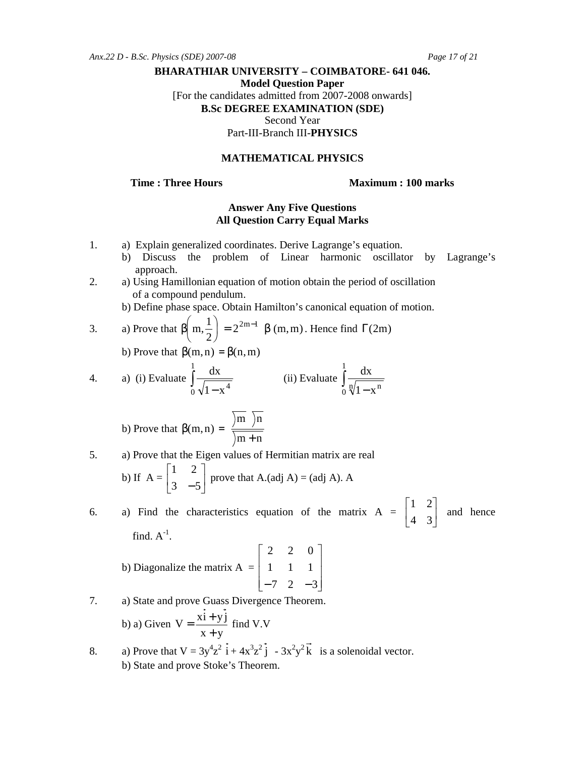**BHARATHIAR UNIVERSITY – COIMBATORE- 641 046.**

**Model Question Paper**

[For the candidates admitted from 2007-2008 onwards]

**B.Sc DEGREE EXAMINATION (SDE)**

Second Year

Part-III-Branch III-**PHYSICS**

**MATHEMATICAL PHYSICS**

**Time : Three Hours** **Maximum : 100 marks**

**Answer Any Five Questions**

**All Question Carry Equal Marks**

1. a) Explain generalized coordinates. Derive Lagrange's equation.
   b) Discuss the problem of Linear harmonic oscillator by Lagrange's approach.
2. a) Using Hamillonian equation of motion obtain the period of oscillation of a compound pendulum.
   b) Define phase space. Obtain Hamilton's canonical equation of motion.
3. a) Prove that $\beta\left(m, \frac{1}{2}\right) = 2^{2m-1}\ \beta\,(m, m)$. Hence find $\Gamma(2m)$
   b) Prove that $\beta(m, n) = \beta(n, m)$
4. a) (i) Evaluate $\int_0^1 \frac{dx}{\sqrt{1-x^4}}$ (ii) Evaluate $\int_0^1 \frac{dx}{\sqrt[n]{1-x^n}}$
   b) Prove that $\beta(m, n) = \frac{\Gamma m\ \Gamma n}{\Gamma m+n}$
5. a) Prove that the Eigen values of Hermitian matrix are real
   b) If $A = \begin{bmatrix} 1 & 2 \\ 3 & -5 \end{bmatrix}$ prove that A.(adj A) = (adj A). A
6. a) Find the characteristics equation of the matrix $A = \begin{bmatrix} 1 & 2 \\ 4 & 3 \end{bmatrix}$ and hence find. $A^{-1}$.
   b) Diagonalize the matrix $A = \begin{bmatrix} 2 & 2 & 0 \\ 1 & 1 & 1 \\ -7 & 2 & -3 \end{bmatrix}$
7. a) State and prove Guass Divergence Theorem.
   b) a) Given $V = \frac{x\hat{i} + y\hat{j}}{x + y}$ find V.V
8. a) Prove that $V = 3y^4z^2\ \hat{i} + 4x^3z^2\ \hat{j}\ - 3x^2y^2\ \vec{k}$ is a solenoidal vector.
   b) State and prove Stoke's Theorem.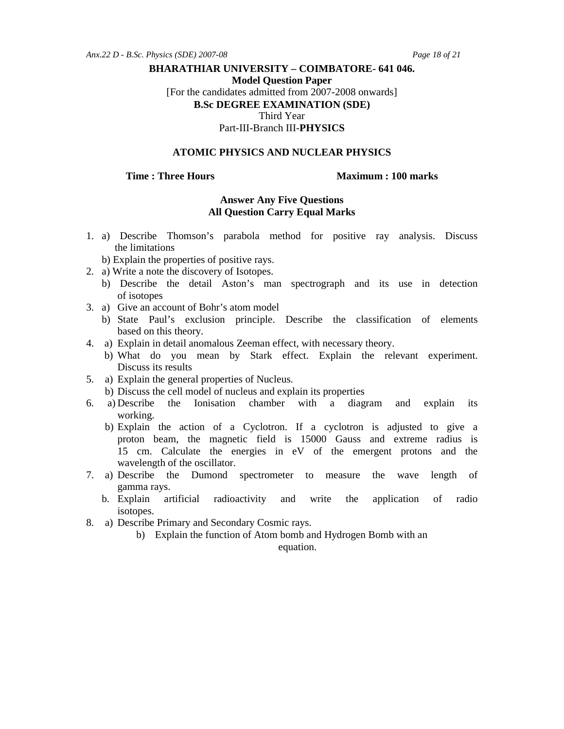**BHARATHIAR UNIVERSITY – COIMBATORE- 641 046.**

**Model Question Paper**

[For the candidates admitted from 2007-2008 onwards]

**B.Sc DEGREE EXAMINATION (SDE)**

Third Year

Part-III-Branch III-**PHYSICS**

**ATOMIC PHYSICS AND NUCLEAR PHYSICS**

**Time : Three Hours** **Maximum : 100 marks**

**Answer Any Five Questions**
**All Question Carry Equal Marks**

1. a) Describe Thomson's parabola method for positive ray analysis. Discuss the limitations
   b) Explain the properties of positive rays.
2. a) Write a note the discovery of Isotopes.
   b) Describe the detail Aston's man spectrograph and its use in detection of isotopes
3. a) Give an account of Bohr's atom model
   b) State Paul's exclusion principle. Describe the classification of elements based on this theory.
4. a) Explain in detail anomalous Zeeman effect, with necessary theory.
   b) What do you mean by Stark effect. Explain the relevant experiment. Discuss its results
5. a) Explain the general properties of Nucleus.
   b) Discuss the cell model of nucleus and explain its properties
6. a) Describe the Ionisation chamber with a diagram and explain its working.
   b) Explain the action of a Cyclotron. If a cyclotron is adjusted to give a proton beam, the magnetic field is 15000 Gauss and extreme radius is 15 cm. Calculate the energies in eV of the emergent protons and the wavelength of the oscillator.
7. a) Describe the Dumond spectrometer to measure the wave length of gamma rays.
   b. Explain artificial radioactivity and write the application of radio isotopes.
8. a) Describe Primary and Secondary Cosmic rays.
   b) Explain the function of Atom bomb and Hydrogen Bomb with an equation.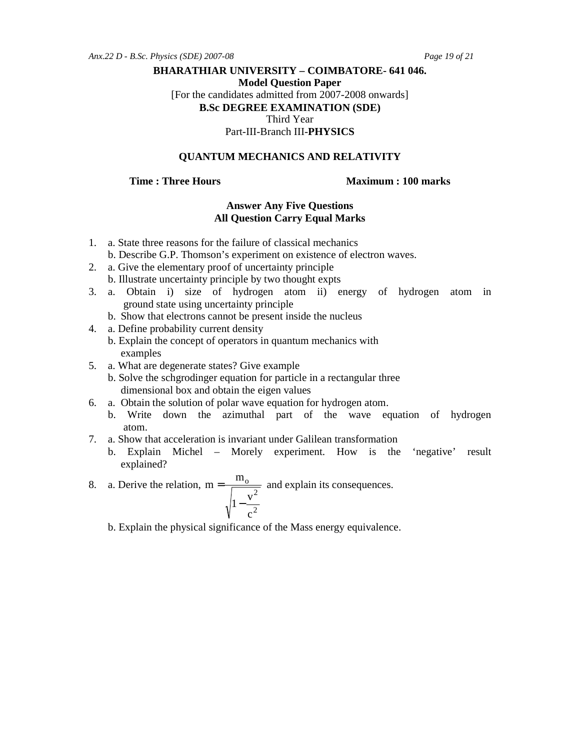**BHARATHIAR UNIVERSITY – COIMBATORE- 641 046.**

**Model Question Paper**

[For the candidates admitted from 2007-2008 onwards]

**B.Sc DEGREE EXAMINATION (SDE)**

Third Year

Part-III-Branch III-**PHYSICS**

**QUANTUM MECHANICS AND RELATIVITY**

**Time : Three Hours** **Maximum : 100 marks**

**Answer Any Five Questions**
**All Question Carry Equal Marks**

1. a. State three reasons for the failure of classical mechanics
   b. Describe G.P. Thomson's experiment on existence of electron waves.
2. a. Give the elementary proof of uncertainty principle
   b. Illustrate uncertainty principle by two thought expts
3. a. Obtain i) size of hydrogen atom ii) energy of hydrogen atom in ground state using uncertainty principle
   b. Show that electrons cannot be present inside the nucleus
4. a. Define probability current density
   b. Explain the concept of operators in quantum mechanics with examples
5. a. What are degenerate states? Give example
   b. Solve the schgrodinger equation for particle in a rectangular three dimensional box and obtain the eigen values
6. a. Obtain the solution of polar wave equation for hydrogen atom.
   b. Write down the azimuthal part of the wave equation of hydrogen atom.
7. a. Show that acceleration is invariant under Galilean transformation
   b. Explain Michel – Morely experiment. How is the 'negative' result explained?
8. a. Derive the relation, $m = \frac{m_o}{\sqrt{1 - \frac{v^2}{c^2}}}$ and explain its consequences.

   b. Explain the physical significance of the Mass energy equivalence.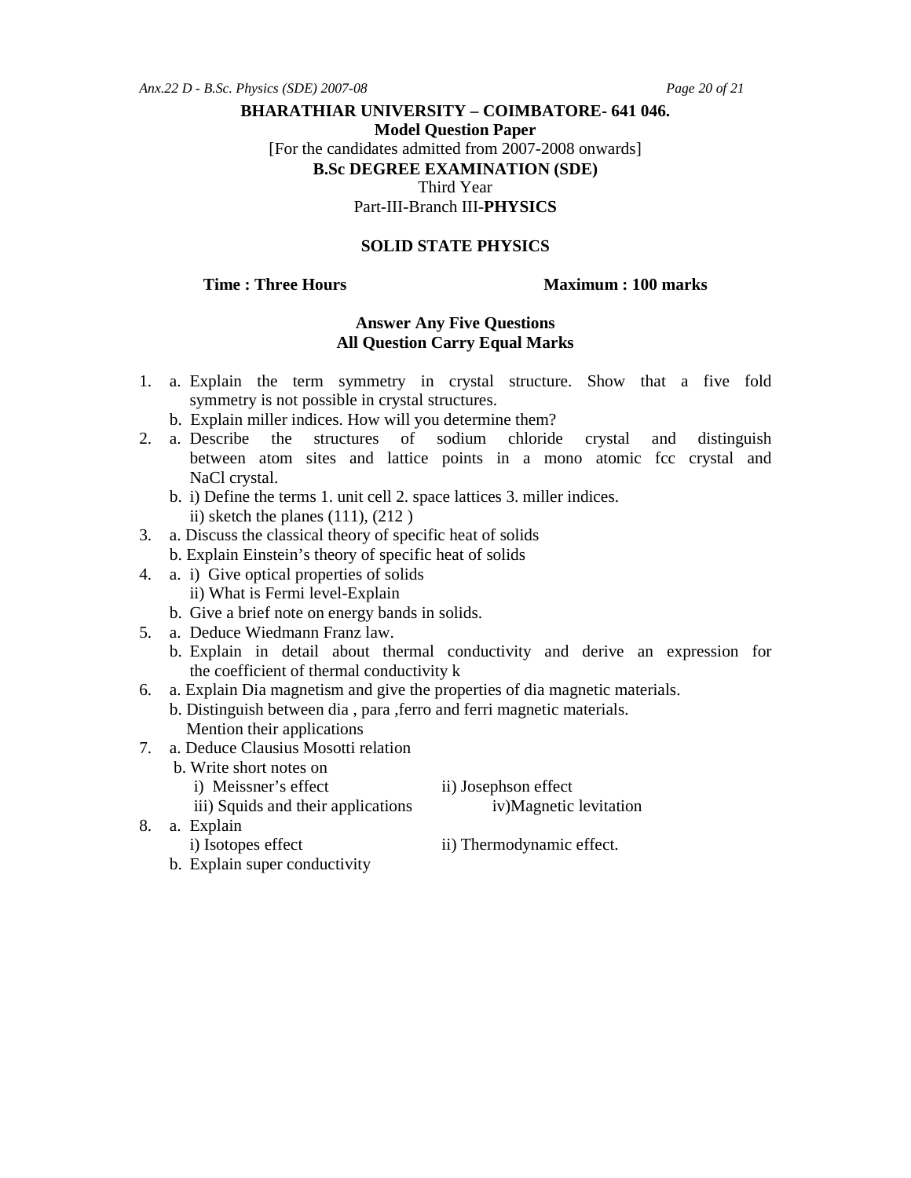**BHARATHIAR UNIVERSITY – COIMBATORE- 641 046.**

**Model Question Paper**

[For the candidates admitted from 2007-2008 onwards]

**B.Sc DEGREE EXAMINATION (SDE)**

Third Year

Part-III-Branch III-**PHYSICS**

**SOLID STATE PHYSICS**

**Time : Three Hours** **Maximum : 100 marks**

**Answer Any Five Questions**
**All Question Carry Equal Marks**

1. a. Explain the term symmetry in crystal structure. Show that a five fold symmetry is not possible in crystal structures.
   b. Explain miller indices. How will you determine them?
2. a. Describe the structures of sodium chloride crystal and distinguish between atom sites and lattice points in a mono atomic fcc crystal and NaCl crystal.
   b. i) Define the terms 1. unit cell 2. space lattices 3. miller indices.
      ii) sketch the planes (111), (212 )
3. a. Discuss the classical theory of specific heat of solids
   b. Explain Einstein's theory of specific heat of solids
4. a. i) Give optical properties of solids
      ii) What is Fermi level-Explain
   b. Give a brief note on energy bands in solids.
5. a. Deduce Wiedmann Franz law.
   b. Explain in detail about thermal conductivity and derive an expression for the coefficient of thermal conductivity k
6. a. Explain Dia magnetism and give the properties of dia magnetic materials.
   b. Distinguish between dia , para ,ferro and ferri magnetic materials. Mention their applications
7. a. Deduce Clausius Mosotti relation
   b. Write short notes on
      i) Meissner's effect
      ii) Josephson effect
      iii) Squids and their applications
      iv)Magnetic levitation
8. a. Explain
      i) Isotopes effect
      ii) Thermodynamic effect.
   b. Explain super conductivity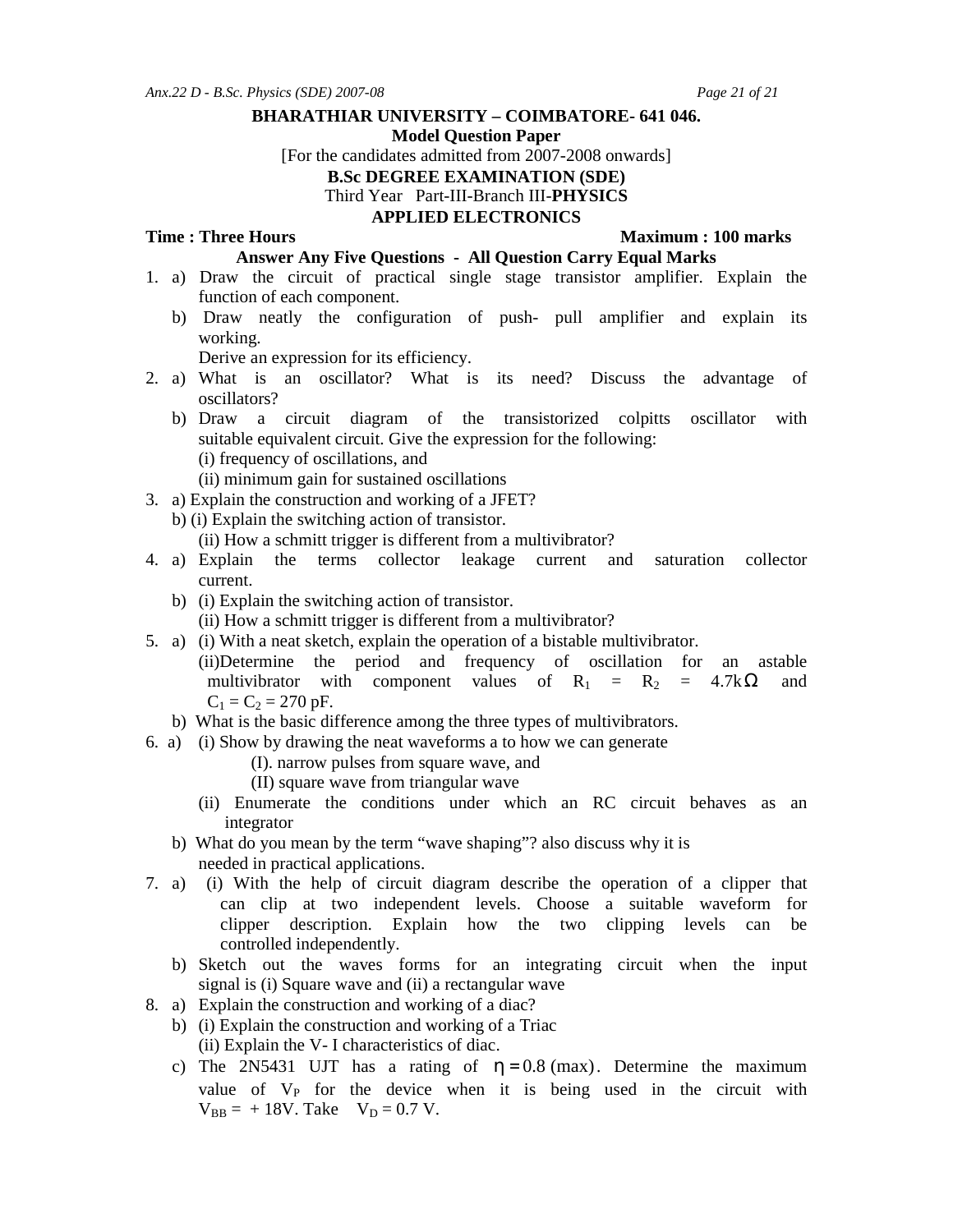**BHARATHIAR UNIVERSITY – COIMBATORE- 641 046.**

**Model Question Paper**

[For the candidates admitted from 2007-2008 onwards]

**B.Sc DEGREE EXAMINATION (SDE)**

Third Year Part-III-Branch III-**PHYSICS**

**APPLIED ELECTRONICS**

**Time : Three Hours** **Maximum : 100 marks**

**Answer Any Five Questions - All Question Carry Equal Marks**

1. a) Draw the circuit of practical single stage transistor amplifier. Explain the function of each component.
   b) Draw neatly the configuration of push- pull amplifier and explain its working.
   Derive an expression for its efficiency.
2. a) What is an oscillator? What is its need? Discuss the advantage of oscillators?
   b) Draw a circuit diagram of the transistorized colpitts oscillator with suitable equivalent circuit. Give the expression for the following:
   (i) frequency of oscillations, and
   (ii) minimum gain for sustained oscillations
3. a) Explain the construction and working of a JFET?
   b) (i) Explain the switching action of transistor.
   (ii) How a schmitt trigger is different from a multivibrator?
4. a) Explain the terms collector leakage current and saturation collector current.
   b) (i) Explain the switching action of transistor.
   (ii) How a schmitt trigger is different from a multivibrator?
5. a) (i) With a neat sketch, explain the operation of a bistable multivibrator.
   (ii)Determine the period and frequency of oscillation for an astable multivibrator with component values of $R_1 = R_2 = 4.7k\Omega$ and $C_1 = C_2 = 270$ pF.
   b) What is the basic difference among the three types of multivibrators.
6. a) (i) Show by drawing the neat waveforms a to how we can generate
   (I). narrow pulses from square wave, and
   (II) square wave from triangular wave
   (ii) Enumerate the conditions under which an RC circuit behaves as an integrator
   b) What do you mean by the term "wave shaping"? also discuss why it is needed in practical applications.
7. a) (i) With the help of circuit diagram describe the operation of a clipper that can clip at two independent levels. Choose a suitable waveform for clipper description. Explain how the two clipping levels can be controlled independently.
   b) Sketch out the waves forms for an integrating circuit when the input signal is (i) Square wave and (ii) a rectangular wave
8. a) Explain the construction and working of a diac?
   b) (i) Explain the construction and working of a Triac
   (ii) Explain the V- I characteristics of diac.
   c) The 2N5431 UJT has a rating of $\eta = 0.8\,(\text{max})$. Determine the maximum value of $V_P$ for the device when it is being used in the circuit with $V_{BB} = +18$V. Take $V_D = 0.7$ V.